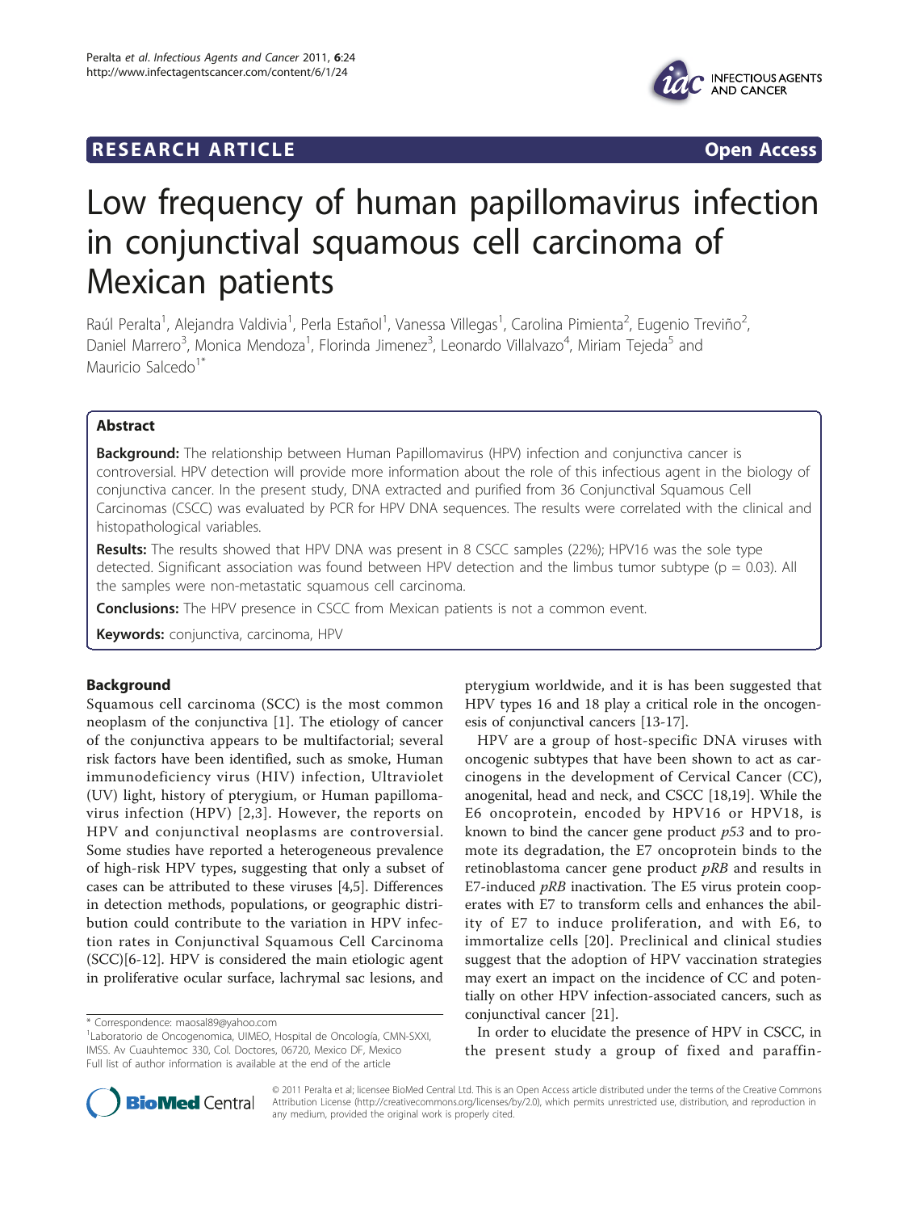RESEARCH ARTICLE Open Access

# Low frequency of human papillomavirus infection in conjunctival squamous cell carcinoma of Mexican patients

Raúl Peralta[1], Alejandra Valdivia[1], Perla Estañol[1], Vanessa Villegas[1], Carolina Pimienta[2], Eugenio Treviño[2], Daniel Marrero[3], Monica Mendoza[1], Florinda Jimenez[3], Leonardo Villalvazo[4], Miriam Tejeda[5] and Mauricio Salcedo[1*]

## Abstract

**Background:** The relationship between Human Papillomavirus (HPV) infection and conjunctiva cancer is controversial. HPV detection will provide more information about the role of this infectious agent in the biology of conjunctiva cancer. In the present study, DNA extracted and purified from 36 Conjunctival Squamous Cell Carcinomas (CSCC) was evaluated by PCR for HPV DNA sequences. The results were correlated with the clinical and histopathological variables.

**Results:** The results showed that HPV DNA was present in 8 CSCC samples (22%); HPV16 was the sole type detected. Significant association was found between HPV detection and the limbus tumor subtype ($p = 0.03$). All the samples were non-metastatic squamous cell carcinoma.

**Conclusions:** The HPV presence in CSCC from Mexican patients is not a common event.

**Keywords:** conjunctiva, carcinoma, HPV

## Background

Squamous cell carcinoma (SCC) is the most common neoplasm of the conjunctiva [1]. The etiology of cancer of the conjunctiva appears to be multifactorial; several risk factors have been identified, such as smoke, Human immunodeficiency virus (HIV) infection, Ultraviolet (UV) light, history of pterygium, or Human papillomavirus infection (HPV) [2,3]. However, the reports on HPV and conjunctival neoplasms are controversial. Some studies have reported a heterogeneous prevalence of high-risk HPV types, suggesting that only a subset of cases can be attributed to these viruses [4,5]. Differences in detection methods, populations, or geographic distribution could contribute to the variation in HPV infection rates in Conjunctival Squamous Cell Carcinoma (SCC)[6-12]. HPV is considered the main etiologic agent in proliferative ocular surface, lachrymal sac lesions, and pterygium worldwide, and it is has been suggested that HPV types 16 and 18 play a critical role in the oncogenesis of conjunctival cancers [13-17].

HPV are a group of host-specific DNA viruses with oncogenic subtypes that have been shown to act as carcinogens in the development of Cervical Cancer (CC), anogenital, head and neck, and CSCC [18,19]. While the E6 oncoprotein, encoded by HPV16 or HPV18, is known to bind the cancer gene product *p53* and to promote its degradation, the E7 oncoprotein binds to the retinoblastoma cancer gene product *pRB* and results in E7-induced *pRB* inactivation. The E5 virus protein cooperates with E7 to transform cells and enhances the ability of E7 to induce proliferation, and with E6, to immortalize cells [20]. Preclinical and clinical studies suggest that the adoption of HPV vaccination strategies may exert an impact on the incidence of CC and potentially on other HPV infection-associated cancers, such as conjunctival cancer [21].

In order to elucidate the presence of HPV in CSCC, in the present study a group of fixed and paraffin-

\* Correspondence: maosal89@yahoo.com
[1]Laboratorio de Oncogenomica, UIMEO, Hospital de Oncología, CMN-SXXI, IMSS. Av Cuauhtemoc 330, Col. Doctores, 06720, Mexico DF, Mexico
Full list of author information is available at the end of the article

© 2011 Peralta et al; licensee BioMed Central Ltd. This is an open access article distributed under the terms of the Creative Commons Attribution License (http://creativecommons.org/licenses/by/2.0), which permits unrestricted use, distribution, and reproduction in any medium, provided the original work is properly cited.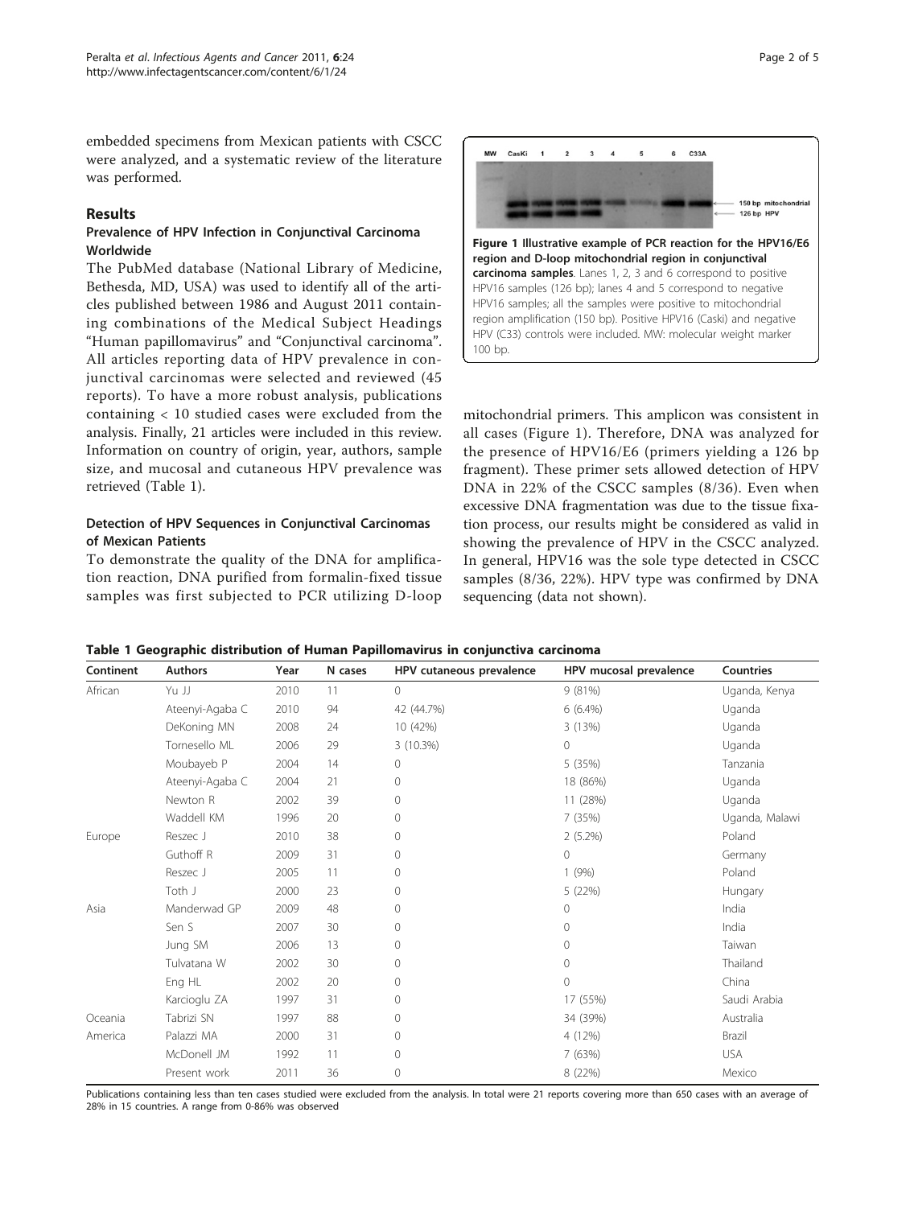embedded specimens from Mexican patients with CSCC were analyzed, and a systematic review of the literature was performed.

## Results

### Prevalence of HPV Infection in Conjunctival Carcinoma Worldwide

The PubMed database (National Library of Medicine, Bethesda, MD, USA) was used to identify all of the articles published between 1986 and August 2011 containing combinations of the Medical Subject Headings "Human papillomavirus" and "Conjunctival carcinoma". All articles reporting data of HPV prevalence in conjunctival carcinomas were selected and reviewed (45 reports). To have a more robust analysis, publications containing < 10 studied cases were excluded from the analysis. Finally, 21 articles were included in this review. Information on country of origin, year, authors, sample size, and mucosal and cutaneous HPV prevalence was retrieved (Table 1).

### Detection of HPV Sequences in Conjunctival Carcinomas of Mexican Patients

To demonstrate the quality of the DNA for amplification reaction, DNA purified from formalin-fixed tissue samples was first subjected to PCR utilizing D-loop mitochondrial primers. This amplicon was consistent in all cases (Figure 1). Therefore, DNA was analyzed for the presence of HPV16/E6 (primers yielding a 126 bp fragment). These primer sets allowed detection of HPV DNA in 22% of the CSCC samples (8/36). Even when excessive DNA fragmentation was due to the tissue fixation process, our results might be considered as valid in showing the prevalence of HPV in the CSCC analyzed. In general, HPV16 was the sole type detected in CSCC samples (8/36, 22%). HPV type was confirmed by DNA sequencing (data not shown).

**Figure 1 Illustrative example of PCR reaction for the HPV16/E6 region and D-loop mitochondrial region in conjunctival carcinoma samples**. Lanes 1, 2, 3 and 6 correspond to positive HPV16 samples (126 bp); lanes 4 and 5 correspond to negative HPV16 samples; all the samples were positive to mitochondrial region amplification (150 bp). Positive HPV16 (Caski) and negative HPV (C33) controls were included. MW: molecular weight marker 100 bp.

**Table 1 Geographic distribution of Human Papillomavirus in conjunctiva carcinoma**

| Continent | Authors | Year | N cases | HPV cutaneous prevalence | HPV mucosal prevalence | Countries |
|---|---|---|---|---|---|---|
| African | Yu JJ | 2010 | 11 | 0 | 9 (81%) | Uganda, Kenya |
| | Ateenyi-Agaba C | 2010 | 94 | 42 (44.7%) | 6 (6.4%) | Uganda |
| | DeKoning MN | 2008 | 24 | 10 (42%) | 3 (13%) | Uganda |
| | Tornesello ML | 2006 | 29 | 3 (10.3%) | 0 | Uganda |
| | Moubayeb P | 2004 | 14 | 0 | 5 (35%) | Tanzania |
| | Ateenyi-Agaba C | 2004 | 21 | 0 | 18 (86%) | Uganda |
| | Newton R | 2002 | 39 | 0 | 11 (28%) | Uganda |
| | Waddell KM | 1996 | 20 | 0 | 7 (35%) | Uganda, Malawi |
| Europe | Reszec J | 2010 | 38 | 0 | 2 (5.2%) | Poland |
| | Guthoff R | 2009 | 31 | 0 | 0 | Germany |
| | Reszec J | 2005 | 11 | 0 | 1 (9%) | Poland |
| | Toth J | 2000 | 23 | 0 | 5 (22%) | Hungary |
| Asia | Manderwad GP | 2009 | 48 | 0 | 0 | India |
| | Sen S | 2007 | 30 | 0 | 0 | India |
| | Jung SM | 2006 | 13 | 0 | 0 | Taiwan |
| | Tulvatana W | 2002 | 30 | 0 | 0 | Thailand |
| | Eng HL | 2002 | 20 | 0 | 0 | China |
| | Karcioglu ZA | 1997 | 31 | 0 | 17 (55%) | Saudi Arabia |
| Oceania | Tabrizi SN | 1997 | 88 | 0 | 34 (39%) | Australia |
| America | Palazzi MA | 2000 | 31 | 0 | 4 (12%) | Brazil |
| | McDonell JM | 1992 | 11 | 0 | 7 (63%) | USA |
| | Present work | 2011 | 36 | 0 | 8 (22%) | Mexico |

Publications containing less than ten cases studied were excluded from the analysis. In total were 21 reports covering more than 650 cases with an average of 28% in 15 countries. A range from 0-86% was observed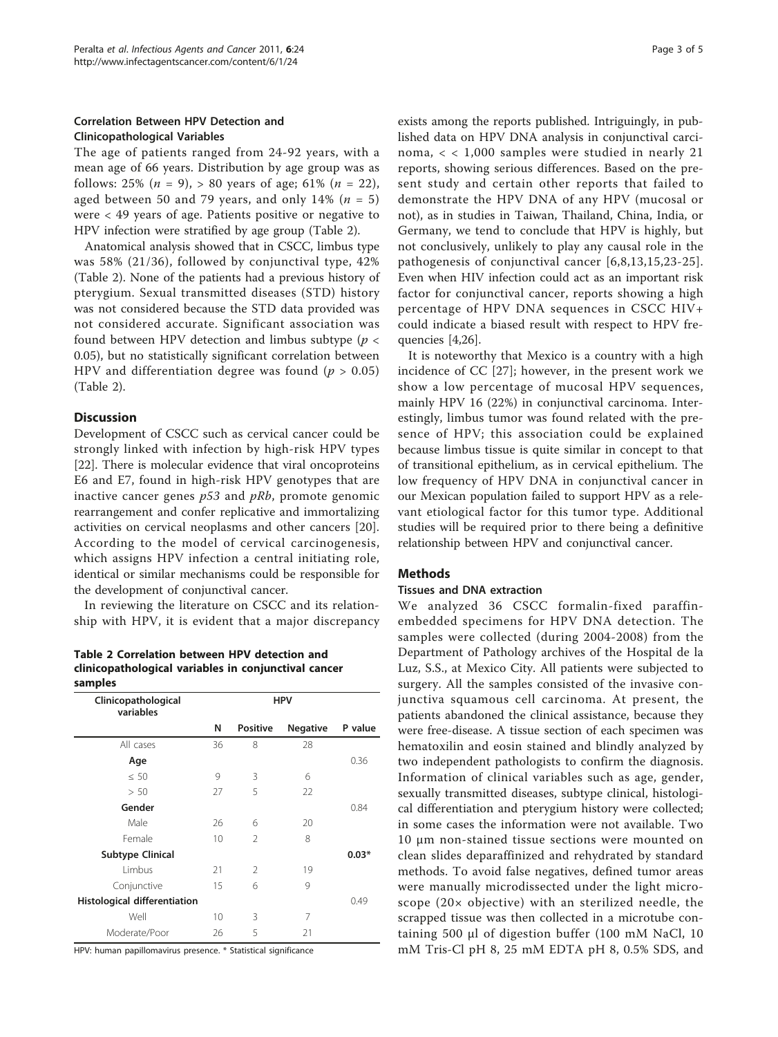### Correlation Between HPV Detection and Clinicopathological Variables

The age of patients ranged from 24-92 years, with a mean age of 66 years. Distribution by age group was as follows: 25% ($n$ = 9), > 80 years of age; 61% ($n$ = 22), aged between 50 and 79 years, and only 14% ($n$ = 5) were < 49 years of age. Patients positive or negative to HPV infection were stratified by age group (Table 2).

Anatomical analysis showed that in CSCC, limbus type was 58% (21/36), followed by conjunctival type, 42% (Table 2). None of the patients had a previous history of pterygium. Sexual transmitted diseases (STD) history was not considered because the STD data provided was not considered accurate. Significant association was found between HPV detection and limbus subtype ($p$ < 0.05), but no statistically significant correlation between HPV and differentiation degree was found ($p$ > 0.05) (Table 2).

## Discussion

Development of CSCC such as cervical cancer could be strongly linked with infection by high-risk HPV types [22]. There is molecular evidence that viral oncoproteins E6 and E7, found in high-risk HPV genotypes that are inactive cancer genes *p53* and *pRb*, promote genomic rearrangement and confer replicative and immortalizing activities on cervical neoplasms and other cancers [20]. According to the model of cervical carcinogenesis, which assigns HPV infection a central initiating role, identical or similar mechanisms could be responsible for the development of conjunctival cancer.

In reviewing the literature on CSCC and its relationship with HPV, it is evident that a major discrepancy exists among the reports published. Intriguingly, in published data on HPV DNA analysis in conjunctival carcinoma, < < 1,000 samples were studied in nearly 21 reports, showing serious differences. Based on the present study and certain other reports that failed to demonstrate the HPV DNA of any HPV (mucosal or not), as in studies in Taiwan, Thailand, China, India, or Germany, we tend to conclude that HPV is highly, but not conclusively, unlikely to play any causal role in the pathogenesis of conjunctival cancer [6,8,13,15,23-25]. Even when HIV infection could act as an important risk factor for conjunctival cancer, reports showing a high percentage of HPV DNA sequences in CSCC HIV+ could indicate a biased result with respect to HPV frequencies [4,26].

It is noteworthy that Mexico is a country with a high incidence of CC [27]; however, in the present work we show a low percentage of mucosal HPV sequences, mainly HPV 16 (22%) in conjunctival carcinoma. Interestingly, limbus tumor was found related with the presence of HPV; this association could be explained because limbus tissue is quite similar in concept to that of transitional epithelium, as in cervical epithelium. The low frequency of HPV DNA in conjunctival cancer in our Mexican population failed to support HPV as a relevant etiological factor for this tumor type. Additional studies will be required prior to there being a definitive relationship between HPV and conjunctival cancer.

**Table 2 Correlation between HPV detection and clinicopathological variables in conjunctival cancer samples**

| Clinicopathological variables | HPV | | | |
|---|---|---|---|---|
| | N | Positive | Negative | P value |
| All cases | 36 | 8 | 28 | |
| **Age** | | | | 0.36 |
| ≤ 50 | 9 | 3 | 6 | |
| > 50 | 27 | 5 | 22 | |
| **Gender** | | | | 0.84 |
| Male | 26 | 6 | 20 | |
| Female | 10 | 2 | 8 | |
| **Subtype Clinical** | | | | **0.03*** |
| Limbus | 21 | 2 | 19 | |
| Conjunctive | 15 | 6 | 9 | |
| **Histological differentiation** | | | | 0.49 |
| Well | 10 | 3 | 7 | |
| Moderate/Poor | 26 | 5 | 21 | |

HPV: human papillomavirus presence. * Statistical significance

## Methods

### Tissues and DNA extraction

We analyzed 36 CSCC formalin-fixed paraffin-embedded specimens for HPV DNA detection. The samples were collected (during 2004-2008) from the Department of Pathology archives of the Hospital de la Luz, S.S., at Mexico City. All patients were subjected to surgery. All the samples consisted of the invasive conjunctiva squamous cell carcinoma. At present, the patients abandoned the clinical assistance, because they were free-disease. A tissue section of each specimen was hematoxilin and eosin stained and blindly analyzed by two independent pathologists to confirm the diagnosis. Information of clinical variables such as age, gender, sexually transmitted diseases, subtype clinical, histological differentiation and pterygium history were collected; in some cases the information were not available. Two 10 μm non-stained tissue sections were mounted on clean slides deparaffinized and rehydrated by standard methods. To avoid false negatives, defined tumor areas were manually microdissected under the light microscope (20× objective) with an sterilized needle, the scrapped tissue was then collected in a microtube containing 500 μl of digestion buffer (100 mM NaCl, 10 mM Tris-Cl pH 8, 25 mM EDTA pH 8, 0.5% SDS, and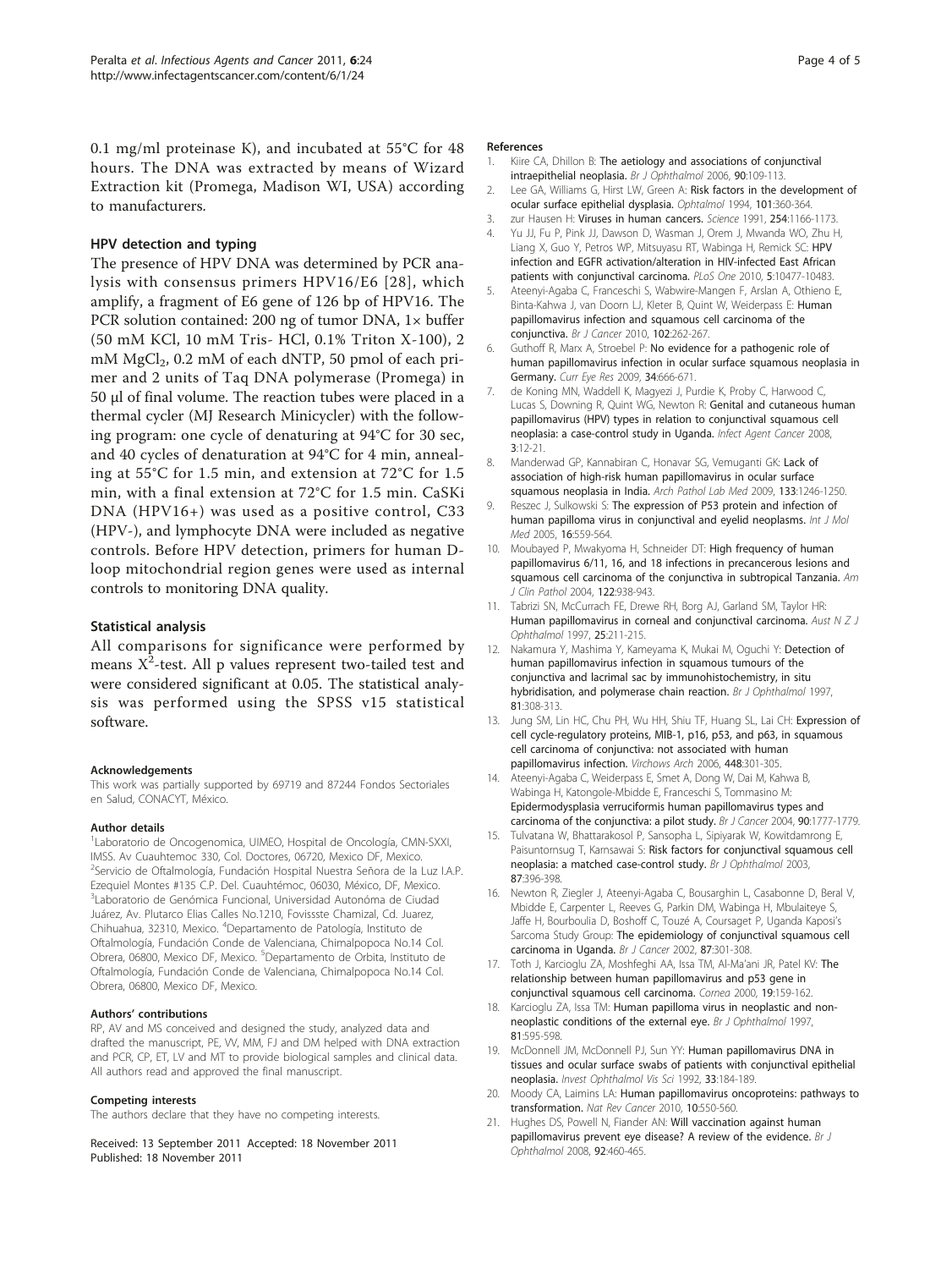0.1 mg/ml proteinase K), and incubated at 55°C for 48 hours. The DNA was extracted by means of Wizard Extraction kit (Promega, Madison WI, USA) according to manufacturers.

### HPV detection and typing

The presence of HPV DNA was determined by PCR analysis with consensus primers HPV16/E6 [28], which amplify, a fragment of E6 gene of 126 bp of HPV16. The PCR solution contained: 200 ng of tumor DNA, 1× buffer (50 mM KCl, 10 mM Tris- HCl, 0.1% Triton X-100), 2 mM $MgCl_2$, 0.2 mM of each dNTP, 50 pmol of each primer and 2 units of Taq DNA polymerase (Promega) in 50 μl of final volume. The reaction tubes were placed in a thermal cycler (MJ Research Minicycler) with the following program: one cycle of denaturing at 94°C for 30 sec, and 40 cycles of denaturation at 94°C for 4 min, annealing at 55°C for 1.5 min, and extension at 72°C for 1.5 min, with a final extension at 72°C for 1.5 min. CaSKi DNA (HPV16+) was used as a positive control, C33 (HPV-), and lymphocyte DNA were included as negative controls. Before HPV detection, primers for human D-loop mitochondrial region genes were used as internal controls to monitoring DNA quality.

### Statistical analysis

All comparisons for significance were performed by means $X^2$-test. All p values represent two-tailed test and were considered significant at 0.05. The statistical analysis was performed using the SPSS v15 statistical software.

#### Acknowledgements

This work was partially supported by 69719 and 87244 Fondos Sectoriales en Salud, CONACYT, México.

#### Author details

[1]Laboratorio de Oncogenomica, UIMEO, Hospital de Oncología, CMN-SXXI, IMSS. Av Cuauhtemoc 330, Col. Doctores, 06720, Mexico DF, Mexico. [2]Servicio de Oftalmología, Fundación Hospital Nuestra Señora de la Luz I.A.P. Ezequiel Montes #135 C.P. Del. Cuauhtémoc, 06030, México, DF, Mexico. [3]Laboratorio de Genómica Funcional, Universidad Autonóma de Ciudad Juárez, Av. Plutarco Elías Calles No.1210, Fovissste Chamizal, Cd. Juarez, Chihuahua, 32310, Mexico. [4]Departamento de Patología, Instituto de Oftalmología, Fundación Conde de Valenciana, Chimalpopoca No.14 Col. Obrera, 06800, Mexico DF, Mexico. [5]Departamento de Orbita, Instituto de Oftalmología, Fundación Conde de Valenciana, Chimalpopoca No.14 Col. Obrera, 06800, Mexico DF, Mexico.

#### Authors' contributions

RP, AV and MS conceived and designed the study, analyzed data and drafted the manuscript, PE, VV, MM, FJ and DM helped with DNA extraction and PCR, CP, ET, LV and MT to provide biological samples and clinical data. All authors read and approved the final manuscript.

#### Competing interests

The authors declare that they have no competing interests.

Received: 13 September 2011 Accepted: 18 November 2011
Published: 18 November 2011

#### References

1. Kiire CA, Dhillon B: **The aetiology and associations of conjunctival intraepithelial neoplasia.** *Br J Ophthalmol* 2006, **90**:109-113.
2. Lee GA, Williams G, Hirst LW, Green A: **Risk factors in the development of ocular surface epithelial dysplasia.** *Ophtalmol* 1994, **101**:360-364.
3. zur Hausen H: **Viruses in human cancers.** *Science* 1991, **254**:1166-1173.
4. Yu JJ, Fu P, Pink JJ, Dawson D, Wasman J, Orem J, Mwanda WO, Zhu H, Liang X, Guo Y, Petros WP, Mitsuyasu RT, Wabinga H, Remick SC: **HPV infection and EGFR activation/alteration in HIV-infected East African patients with conjunctival carcinoma.** *PLoS One* 2010, **5**:10477-10483.
5. Ateenyi-Agaba C, Franceschi S, Wabwire-Mangen F, Arslan A, Othieno E, Binta-Kahwa J, van Doorn LJ, Kleter B, Quint W, Weiderpass E: **Human papillomavirus infection and squamous cell carcinoma of the conjunctiva.** *Br J Cancer* 2010, **102**:262-267.
6. Guthoff R, Marx A, Stroebel P: **No evidence for a pathogenic role of human papillomavirus infection in ocular surface squamous neoplasia in Germany.** *Curr Eye Res* 2009, **34**:666-671.
7. de Koning MN, Waddell K, Magyezi J, Purdie K, Proby C, Harwood C, Lucas S, Downing R, Quint WG, Newton R: **Genital and cutaneous human papillomavirus (HPV) types in relation to conjunctival squamous cell neoplasia: a case-control study in Uganda.** *Infect Agent Cancer* 2008, **3**:12-21.
8. Manderwad GP, Kannabiran C, Honavar SG, Vemuganti GK: **Lack of association of high-risk human papillomavirus in ocular surface squamous neoplasia in India.** *Arch Pathol Lab Med* 2009, **133**:1246-1250.
9. Reszec J, Sulkowski S: **The expression of P53 protein and infection of human papilloma virus in conjunctival and eyelid neoplasms.** *Int J Mol Med* 2005, **16**:559-564.
10. Moubayed P, Mwakyoma H, Schneider DT: **High frequency of human papillomavirus 6/11, 16, and 18 infections in precancerous lesions and squamous cell carcinoma of the conjunctiva in subtropical Tanzania.** *Am J Clin Pathol* 2004, **122**:938-943.
11. Tabrizi SN, McCurrach FE, Drewe RH, Borg AJ, Garland SM, Taylor HR: **Human papillomavirus in corneal and conjunctival carcinoma.** *Aust N Z J Ophthalmol* 1997, **25**:211-215.
12. Nakamura Y, Mashima Y, Kameyama K, Mukai M, Oguchi Y: **Detection of human papillomavirus infection in squamous tumours of the conjunctiva and lacrimal sac by immunohistochemistry, in situ hybridisation, and polymerase chain reaction.** *Br J Ophthalmol* 1997, **81**:308-313.
13. Jung SM, Lin HC, Chu PH, Wu HH, Shiu TF, Huang SL, Lai CH: **Expression of cell cycle-regulatory proteins, MIB-1, p16, p53, and p63, in squamous cell carcinoma of conjunctiva: not associated with human papillomavirus infection.** *Virchows Arch* 2006, **448**:301-305.
14. Ateenyi-Agaba C, Weiderpass E, Smet A, Dong W, Dai M, Kahwa B, Wabinga H, Katongole-Mbidde E, Franceschi S, Tommasino M: **Epidermodysplasia verruciformis human papillomavirus types and carcinoma of the conjunctiva: a pilot study.** *Br J Cancer* 2004, **90**:1777-1779.
15. Tulvatana W, Bhattarakosol P, Sansopha L, Sipiyarak W, Kowitdamrong E, Paisuntornsug T, Karnsawai S: **Risk factors for conjunctival squamous cell neoplasia: a matched case-control study.** *Br J Ophthalmol* 2003, **87**:396-398.
16. Newton R, Ziegler J, Ateenyi-Agaba C, Bousarghin L, Casabonne D, Beral V, Mbidde E, Carpenter L, Reeves G, Parkin DM, Wabinga H, Mbulaiteye S, Jaffe H, Bourboulia D, Boshoff C, Touzé A, Coursaget P, Uganda Kaposi's Sarcoma Study Group: **The epidemiology of conjunctival squamous cell carcinoma in Uganda.** *Br J Cancer* 2002, **87**:301-308.
17. Toth J, Karcioglu ZA, Moshfeghi AA, Issa TM, Al-Ma'ani JR, Patel KV: **The relationship between human papillomavirus and p53 gene in conjunctival squamous cell carcinoma.** *Cornea* 2000, **19**:159-162.
18. Karcioglu ZA, Issa TM: **Human papilloma virus in neoplastic and non-neoplastic conditions of the external eye.** *Br J Ophthalmol* 1997, **81**:595-598.
19. McDonnell JM, McDonnell PJ, Sun YY: **Human papillomavirus DNA in tissues and ocular surface swabs of patients with conjunctival epithelial neoplasia.** *Invest Ophthalmol Vis Sci* 1992, **33**:184-189.
20. Moody CA, Laimins LA: **Human papillomavirus oncoproteins: pathways to transformation.** *Nat Rev Cancer* 2010, **10**:550-560.
21. Hughes DS, Powell N, Fiander AN: **Will vaccination against human papillomavirus prevent eye disease? A review of the evidence.** *Br J Ophthalmol* 2008, **92**:460-465.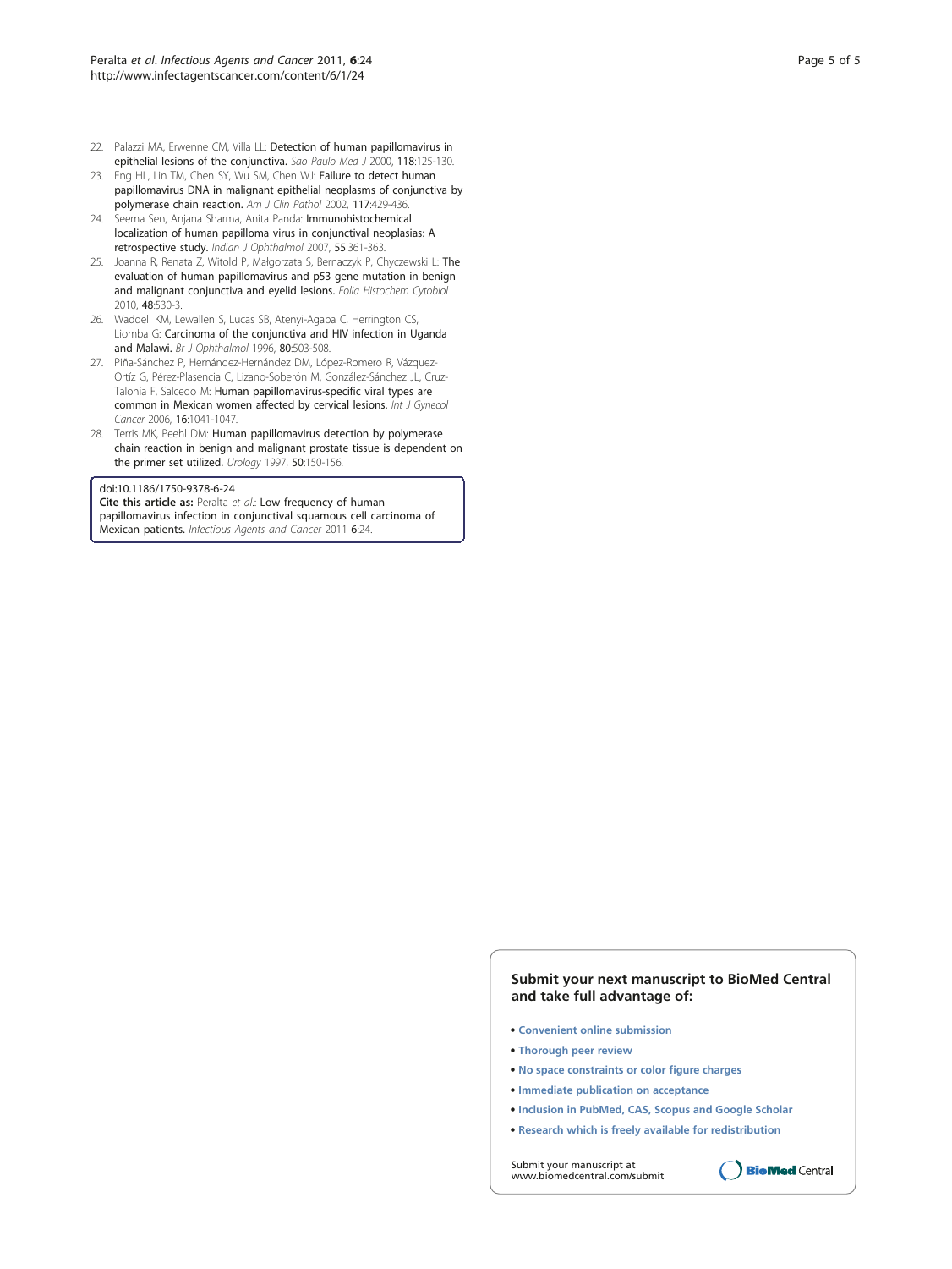22. Palazzi MA, Erwenne CM, Villa LL: **Detection of human papillomavirus in epithelial lesions of the conjunctiva.** *Sao Paulo Med J* 2000, **118**:125-130.
23. Eng HL, Lin TM, Chen SY, Wu SM, Chen WJ: **Failure to detect human papillomavirus DNA in malignant epithelial neoplasms of conjunctiva by polymerase chain reaction.** *Am J Clin Pathol* 2002, **117**:429-436.
24. Seema Sen, Anjana Sharma, Anita Panda: **Immunohistochemical localization of human papilloma virus in conjunctival neoplasias: A retrospective study.** *Indian J Ophthalmol* 2007, **55**:361-363.
25. Joanna R, Renata Z, Witold P, Małgorzata S, Bernaczyk P, Chyczewski L: **The evaluation of human papillomavirus and p53 gene mutation in benign and malignant conjunctiva and eyelid lesions.** *Folia Histochem Cytobiol* 2010, **48**:530-3.
26. Waddell KM, Lewallen S, Lucas SB, Atenyi-Agaba C, Herrington CS, Liomba G: **Carcinoma of the conjunctiva and HIV infection in Uganda and Malawi.** *Br J Ophthalmol* 1996, **80**:503-508.
27. Piña-Sánchez P, Hernández-Hernández DM, López-Romero R, Vázquez-Ortíz G, Pérez-Plasencia C, Lizano-Soberón M, González-Sánchez JL, Cruz-Talonia F, Salcedo M: **Human papillomavirus-specific viral types are common in Mexican women affected by cervical lesions.** *Int J Gynecol Cancer* 2006, **16**:1041-1047.
28. Terris MK, Peehl DM: **Human papillomavirus detection by polymerase chain reaction in benign and malignant prostate tissue is dependent on the primer set utilized.** *Urology* 1997, **50**:150-156.

doi:10.1186/1750-9378-6-24
**Cite this article as:** Peralta *et al.*: Low frequency of human papillomavirus infection in conjunctival squamous cell carcinoma of Mexican patients. *Infectious Agents and Cancer* 2011 **6**:24.

**Submit your next manuscript to BioMed Central and take full advantage of:**

- Convenient online submission
- Thorough peer review
- No space constraints or color figure charges
- Immediate publication on acceptance
- Inclusion in PubMed, CAS, Scopus and Google Scholar
- Research which is freely available for redistribution

Submit your manuscript at
www.biomedcentral.com/submit

BioMed Central